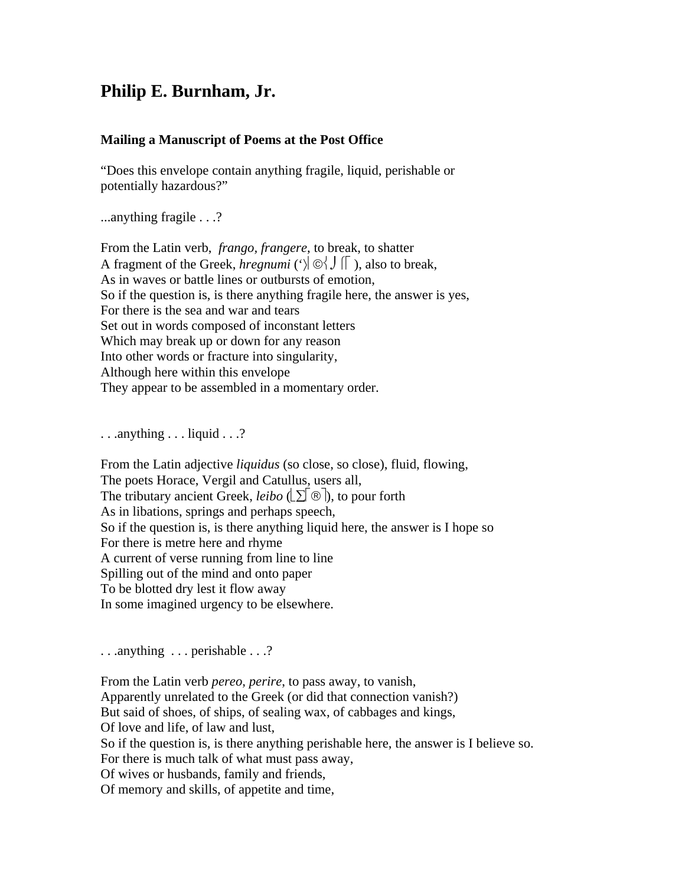# Philip E. Burnham, Jr.

### Mailing a Manuscript of Poems at the Post Office

"Does this envelope contain anything fragile, liquid, perishable or
potentially hazardous?"

...anything fragile . . .?

From the Latin verb, *frango, frangere*, to break, to shatter
A fragment of the Greek, *hregnumi* (‘⎸©⎨⎭⎡⎡ ), also to break,
As in waves or battle lines or outbursts of emotion,
So if the question is, is there anything fragile here, the answer is yes,
For there is the sea and war and tears
Set out in words composed of inconstant letters
Which may break up or down for any reason
Into other words or fracture into singularity,
Although here within this envelope
They appear to be assembled in a momentary order.

. . .anything . . . liquid . . .?

From the Latin adjective *liquidus* (so close, so close), fluid, flowing,
The poets Horace, Vergil and Catullus, users all,
The tributary ancient Greek, *leibo* (⌊∑⌈®⌉), to pour forth
As in libations, springs and perhaps speech,
So if the question is, is there anything liquid here, the answer is I hope so
For there is metre here and rhyme
A current of verse running from line to line
Spilling out of the mind and onto paper
To be blotted dry lest it flow away
In some imagined urgency to be elsewhere.

. . .anything . . . perishable . . .?

From the Latin verb *pereo, perire*, to pass away, to vanish,
Apparently unrelated to the Greek (or did that connection vanish?)
But said of shoes, of ships, of sealing wax, of cabbages and kings,
Of love and life, of law and lust,
So if the question is, is there anything perishable here, the answer is I believe so.
For there is much talk of what must pass away,
Of wives or husbands, family and friends,
Of memory and skills, of appetite and time,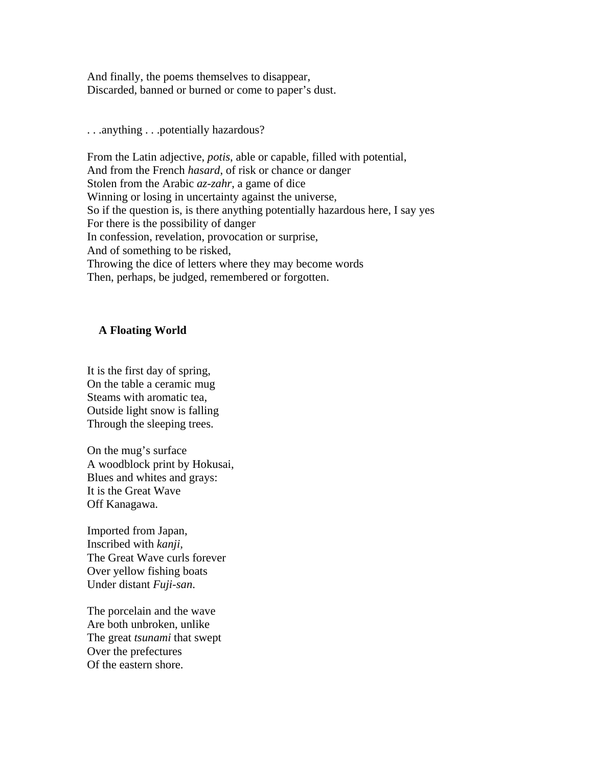And finally, the poems themselves to disappear,
Discarded, banned or burned or come to paper's dust.

. . .anything . . .potentially hazardous?

From the Latin adjective, *potis*, able or capable, filled with potential,
And from the French *hasard*, of risk or chance or danger
Stolen from the Arabic *az-zahr*, a game of dice
Winning or losing in uncertainty against the universe,
So if the question is, is there anything potentially hazardous here, I say yes
For there is the possibility of danger
In confession, revelation, provocation or surprise,
And of something to be risked,
Throwing the dice of letters where they may become words
Then, perhaps, be judged, remembered or forgotten.

**A Floating World**

It is the first day of spring,
On the table a ceramic mug
Steams with aromatic tea,
Outside light snow is falling
Through the sleeping trees.

On the mug's surface
A woodblock print by Hokusai,
Blues and whites and grays:
It is the Great Wave
Off Kanagawa.

Imported from Japan,
Inscribed with *kanji*,
The Great Wave curls forever
Over yellow fishing boats
Under distant *Fuji-san*.

The porcelain and the wave
Are both unbroken, unlike
The great *tsunami* that swept
Over the prefectures
Of the eastern shore.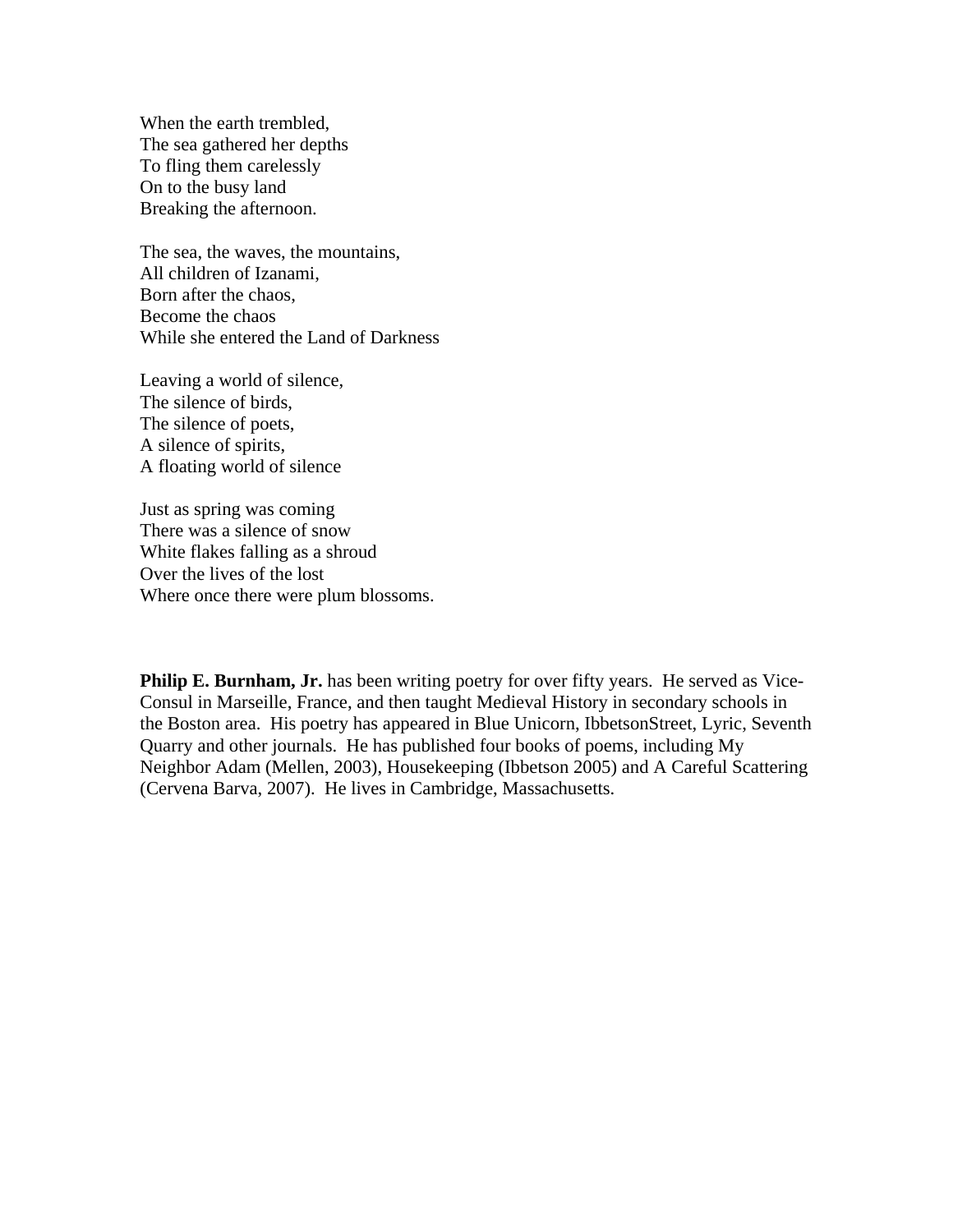When the earth trembled,
The sea gathered her depths
To fling them carelessly
On to the busy land
Breaking the afternoon.

The sea, the waves, the mountains,
All children of Izanami,
Born after the chaos,
Become the chaos
While she entered the Land of Darkness

Leaving a world of silence,
The silence of birds,
The silence of poets,
A silence of spirits,
A floating world of silence

Just as spring was coming
There was a silence of snow
White flakes falling as a shroud
Over the lives of the lost
Where once there were plum blossoms.

**Philip E. Burnham, Jr.** has been writing poetry for over fifty years. He served as Vice-Consul in Marseille, France, and then taught Medieval History in secondary schools in the Boston area. His poetry has appeared in Blue Unicorn, IbbetsonStreet, Lyric, Seventh Quarry and other journals. He has published four books of poems, including My Neighbor Adam (Mellen, 2003), Housekeeping (Ibbetson 2005) and A Careful Scattering (Cervena Barva, 2007). He lives in Cambridge, Massachusetts.